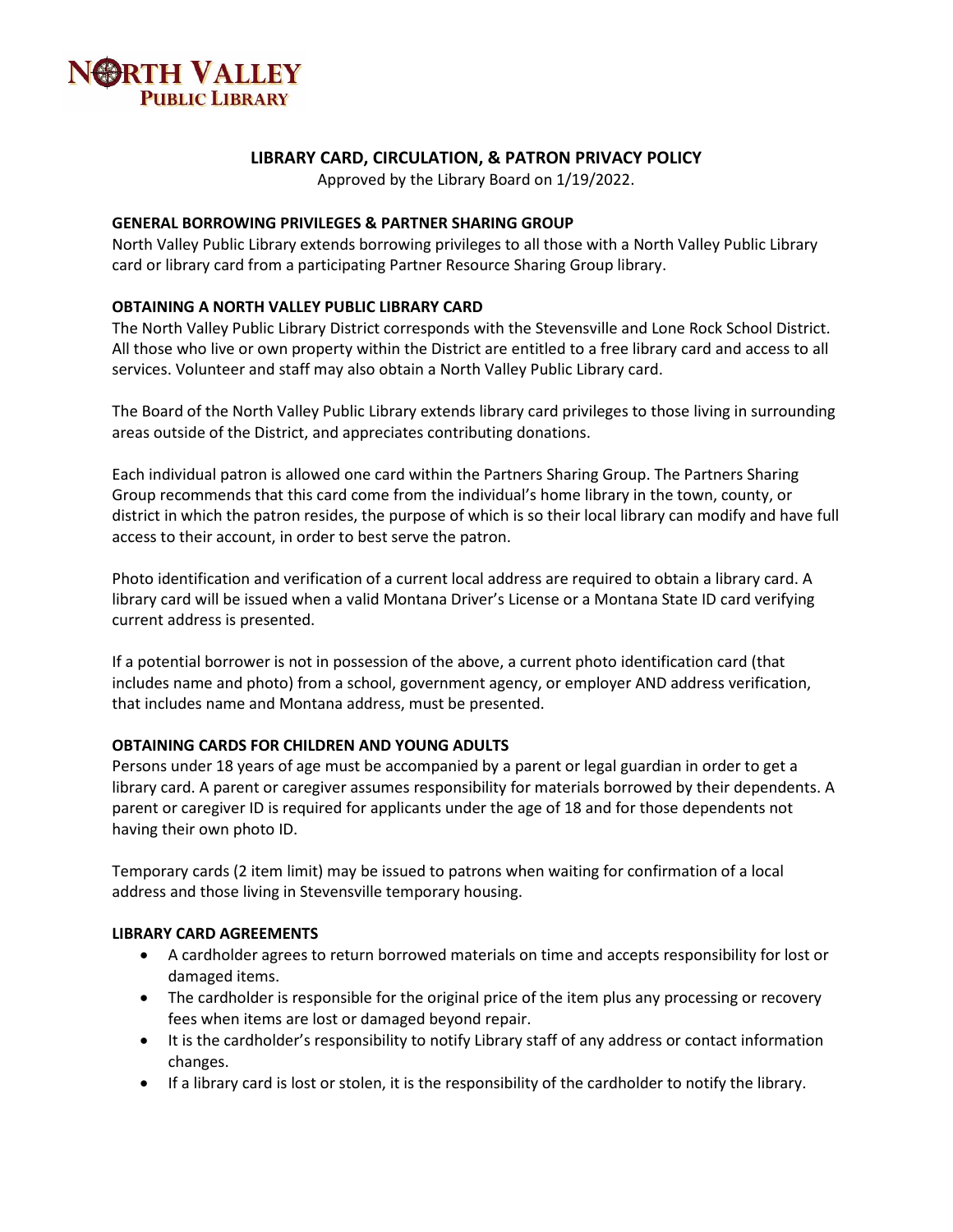# NORTH VALLEY PUBLIC LIBRARY

## LIBRARY CARD, CIRCULATION, & PATRON PRIVACY POLICY

Approved by the Library Board on 1/19/2022.

### GENERAL BORROWING PRIVILEGES & PARTNER SHARING GROUP

North Valley Public Library extends borrowing privileges to all those with a North Valley Public Library card or library card from a participating Partner Resource Sharing Group library.

### OBTAINING A NORTH VALLEY PUBLIC LIBRARY CARD

The North Valley Public Library District corresponds with the Stevensville and Lone Rock School District. All those who live or own property within the District are entitled to a free library card and access to all services. Volunteer and staff may also obtain a North Valley Public Library card.

The Board of the North Valley Public Library extends library card privileges to those living in surrounding areas outside of the District, and appreciates contributing donations.

Each individual patron is allowed one card within the Partners Sharing Group. The Partners Sharing Group recommends that this card come from the individual's home library in the town, county, or district in which the patron resides, the purpose of which is so their local library can modify and have full access to their account, in order to best serve the patron.

Photo identification and verification of a current local address are required to obtain a library card. A library card will be issued when a valid Montana Driver's License or a Montana State ID card verifying current address is presented.

If a potential borrower is not in possession of the above, a current photo identification card (that includes name and photo) from a school, government agency, or employer AND address verification, that includes name and Montana address, must be presented.

### OBTAINING CARDS FOR CHILDREN AND YOUNG ADULTS

Persons under 18 years of age must be accompanied by a parent or legal guardian in order to get a library card. A parent or caregiver assumes responsibility for materials borrowed by their dependents. A parent or caregiver ID is required for applicants under the age of 18 and for those dependents not having their own photo ID.

Temporary cards (2 item limit) may be issued to patrons when waiting for confirmation of a local address and those living in Stevensville temporary housing.

### LIBRARY CARD AGREEMENTS

- A cardholder agrees to return borrowed materials on time and accepts responsibility for lost or damaged items.
- The cardholder is responsible for the original price of the item plus any processing or recovery fees when items are lost or damaged beyond repair.
- It is the cardholder's responsibility to notify Library staff of any address or contact information changes.
- If a library card is lost or stolen, it is the responsibility of the cardholder to notify the library.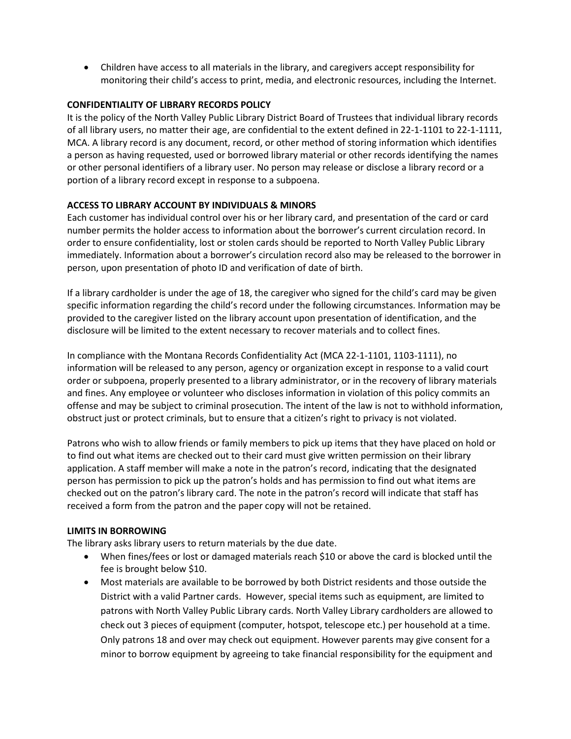- Children have access to all materials in the library, and caregivers accept responsibility for monitoring their child's access to print, media, and electronic resources, including the Internet.

**CONFIDENTIALITY OF LIBRARY RECORDS POLICY**

It is the policy of the North Valley Public Library District Board of Trustees that individual library records of all library users, no matter their age, are confidential to the extent defined in 22-1-1101 to 22-1-1111, MCA. A library record is any document, record, or other method of storing information which identifies a person as having requested, used or borrowed library material or other records identifying the names or other personal identifiers of a library user. No person may release or disclose a library record or a portion of a library record except in response to a subpoena.

**ACCESS TO LIBRARY ACCOUNT BY INDIVIDUALS & MINORS**

Each customer has individual control over his or her library card, and presentation of the card or card number permits the holder access to information about the borrower's current circulation record. In order to ensure confidentiality, lost or stolen cards should be reported to North Valley Public Library immediately. Information about a borrower's circulation record also may be released to the borrower in person, upon presentation of photo ID and verification of date of birth.

If a library cardholder is under the age of 18, the caregiver who signed for the child's card may be given specific information regarding the child's record under the following circumstances. Information may be provided to the caregiver listed on the library account upon presentation of identification, and the disclosure will be limited to the extent necessary to recover materials and to collect fines.

In compliance with the Montana Records Confidentiality Act (MCA 22-1-1101, 1103-1111), no information will be released to any person, agency or organization except in response to a valid court order or subpoena, properly presented to a library administrator, or in the recovery of library materials and fines. Any employee or volunteer who discloses information in violation of this policy commits an offense and may be subject to criminal prosecution. The intent of the law is not to withhold information, obstruct just or protect criminals, but to ensure that a citizen's right to privacy is not violated.

Patrons who wish to allow friends or family members to pick up items that they have placed on hold or to find out what items are checked out to their card must give written permission on their library application. A staff member will make a note in the patron's record, indicating that the designated person has permission to pick up the patron's holds and has permission to find out what items are checked out on the patron's library card. The note in the patron's record will indicate that staff has received a form from the patron and the paper copy will not be retained.

**LIMITS IN BORROWING**

The library asks library users to return materials by the due date.

- When fines/fees or lost or damaged materials reach $10 or above the card is blocked until the fee is brought below $10.
- Most materials are available to be borrowed by both District residents and those outside the District with a valid Partner cards. However, special items such as equipment, are limited to patrons with North Valley Public Library cards. North Valley Library cardholders are allowed to check out 3 pieces of equipment (computer, hotspot, telescope etc.) per household at a time. Only patrons 18 and over may check out equipment. However parents may give consent for a minor to borrow equipment by agreeing to take financial responsibility for the equipment and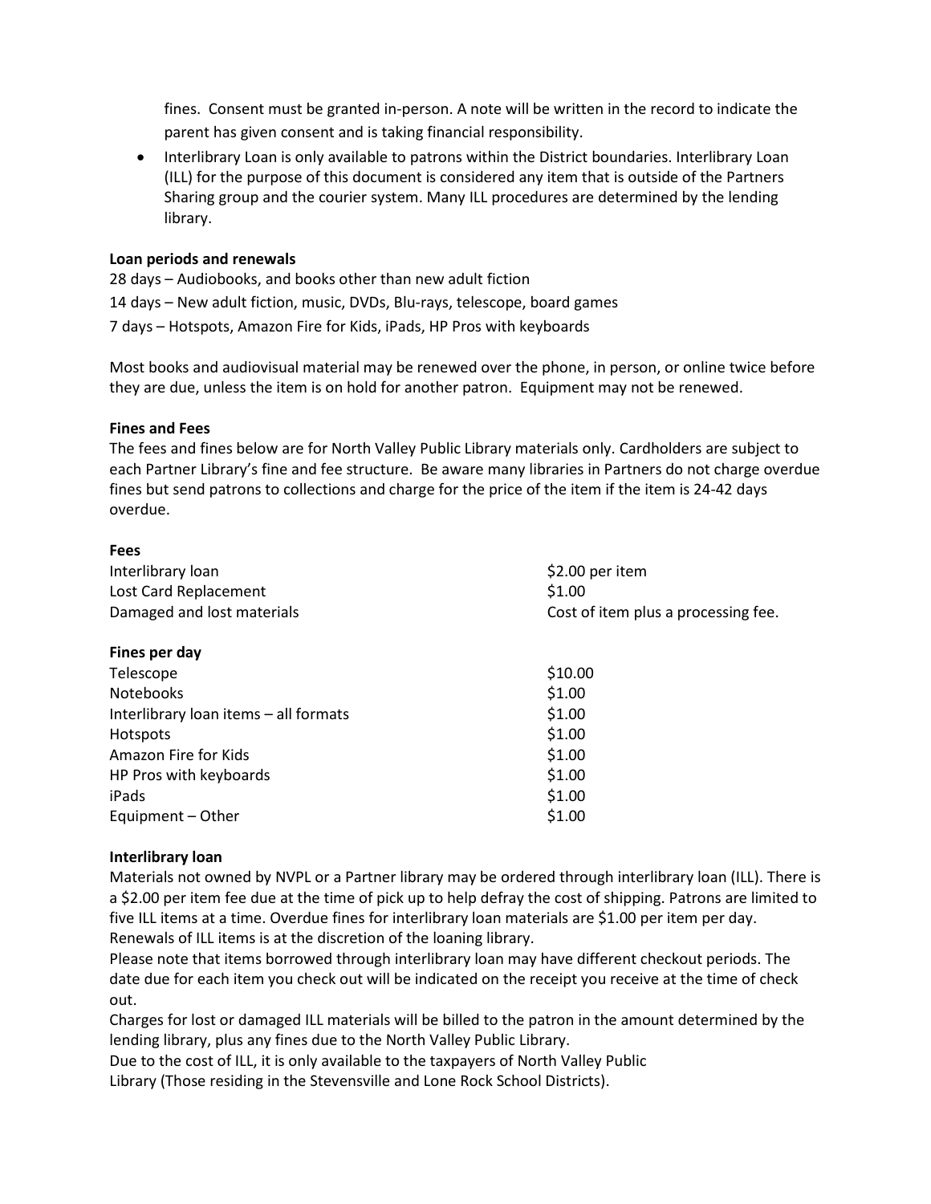fines. Consent must be granted in-person. A note will be written in the record to indicate the parent has given consent and is taking financial responsibility.

- Interlibrary Loan is only available to patrons within the District boundaries. Interlibrary Loan (ILL) for the purpose of this document is considered any item that is outside of the Partners Sharing group and the courier system. Many ILL procedures are determined by the lending library.

**Loan periods and renewals**

28 days – Audiobooks, and books other than new adult fiction

14 days – New adult fiction, music, DVDs, Blu-rays, telescope, board games

7 days – Hotspots, Amazon Fire for Kids, iPads, HP Pros with keyboards

Most books and audiovisual material may be renewed over the phone, in person, or online twice before they are due, unless the item is on hold for another patron. Equipment may not be renewed.

**Fines and Fees**

The fees and fines below are for North Valley Public Library materials only. Cardholders are subject to each Partner Library's fine and fee structure. Be aware many libraries in Partners do not charge overdue fines but send patrons to collections and charge for the price of the item if the item is 24-42 days overdue.

**Fees**

| | |
|---|---|
| Interlibrary loan | $2.00 per item |
| Lost Card Replacement | $1.00 |
| Damaged and lost materials | Cost of item plus a processing fee. |

**Fines per day**

| | |
|---|---|
| Telescope | $10.00 |
| Notebooks | $1.00 |
| Interlibrary loan items – all formats | $1.00 |
| Hotspots | $1.00 |
| Amazon Fire for Kids | $1.00 |
| HP Pros with keyboards | $1.00 |
| iPads | $1.00 |
| Equipment – Other | $1.00 |

**Interlibrary loan**

Materials not owned by NVPL or a Partner library may be ordered through interlibrary loan (ILL). There is a $2.00 per item fee due at the time of pick up to help defray the cost of shipping. Patrons are limited to five ILL items at a time. Overdue fines for interlibrary loan materials are $1.00 per item per day. Renewals of ILL items is at the discretion of the loaning library.

Please note that items borrowed through interlibrary loan may have different checkout periods. The date due for each item you check out will be indicated on the receipt you receive at the time of check out.

Charges for lost or damaged ILL materials will be billed to the patron in the amount determined by the lending library, plus any fines due to the North Valley Public Library.

Due to the cost of ILL, it is only available to the taxpayers of North Valley Public Library (Those residing in the Stevensville and Lone Rock School Districts).